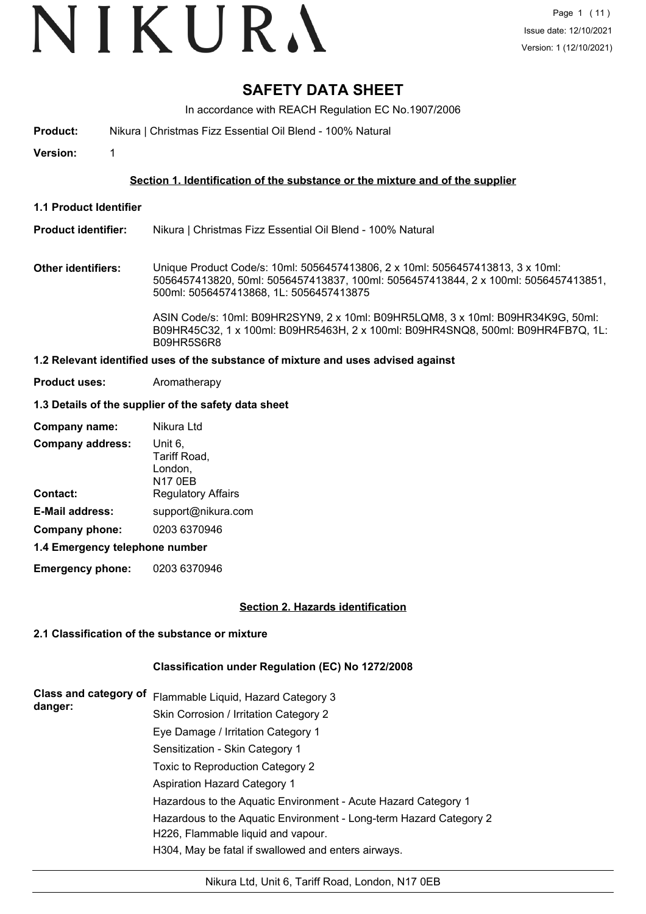NIKURA

Page 1 ( 11 )
Issue date: 12/10/2021
Version: 1 (12/10/2021)

# SAFETY DATA SHEET

In accordance with REACH Regulation EC No.1907/2006

**Product:** Nikura | Christmas Fizz Essential Oil Blend - 100% Natural

**Version:** 1

## Section 1. Identification of the substance or the mixture and of the supplier

### 1.1 Product Identifier

**Product identifier:** Nikura | Christmas Fizz Essential Oil Blend - 100% Natural

**Other identifiers:** Unique Product Code/s: 10ml: 5056457413806, 2 x 10ml: 5056457413813, 3 x 10ml: 5056457413820, 50ml: 5056457413837, 100ml: 5056457413844, 2 x 100ml: 5056457413851, 500ml: 5056457413868, 1L: 5056457413875

ASIN Code/s: 10ml: B09HR2SYN9, 2 x 10ml: B09HR5LQM8, 3 x 10ml: B09HR34K9G, 50ml: B09HR45C32, 1 x 100ml: B09HR5463H, 2 x 100ml: B09HR4SNQ8, 500ml: B09HR4FB7Q, 1L: B09HR5S6R8

### 1.2 Relevant identified uses of the substance of mixture and uses advised against

**Product uses:** Aromatherapy

### 1.3 Details of the supplier of the safety data sheet

**Company name:** Nikura Ltd

**Company address:** Unit 6,
Tariff Road,
London,
N17 0EB

**Contact:** Regulatory Affairs

**E-Mail address:** support@nikura.com

**Company phone:** 0203 6370946

### 1.4 Emergency telephone number

**Emergency phone:** 0203 6370946

## Section 2. Hazards identification

### 2.1 Classification of the substance or mixture

**Classification under Regulation (EC) No 1272/2008**

**Class and category of danger:**
Flammable Liquid, Hazard Category 3
Skin Corrosion / Irritation Category 2
Eye Damage / Irritation Category 1
Sensitization - Skin Category 1
Toxic to Reproduction Category 2
Aspiration Hazard Category 1
Hazardous to the Aquatic Environment - Acute Hazard Category 1
Hazardous to the Aquatic Environment - Long-term Hazard Category 2
H226, Flammable liquid and vapour.
H304, May be fatal if swallowed and enters airways.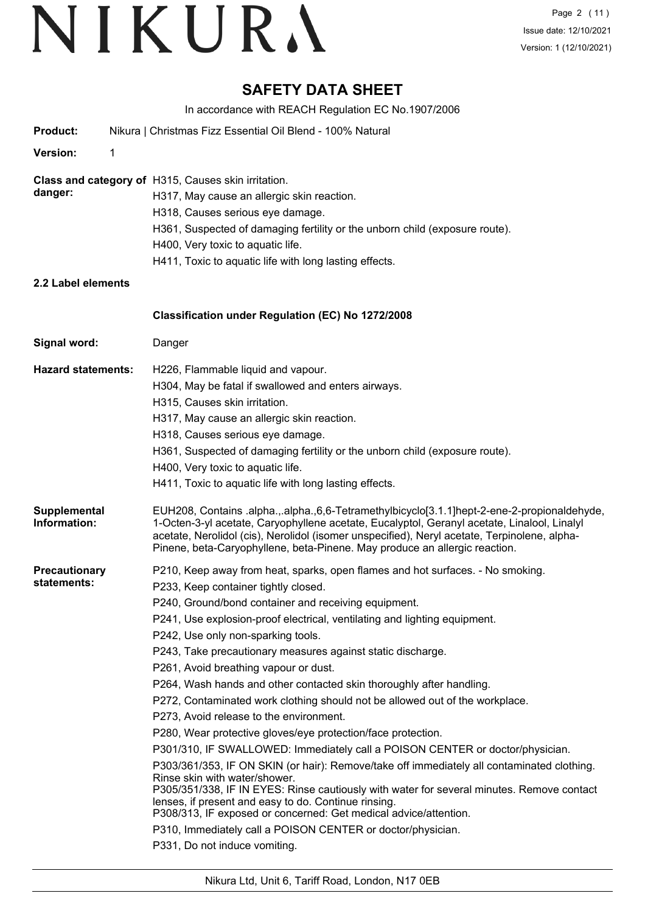# SAFETY DATA SHEET

In accordance with REACH Regulation EC No.1907/2006

**Product:** Nikura | Christmas Fizz Essential Oil Blend - 100% Natural

**Version:** 1

**Class and category of danger:**
H315, Causes skin irritation.
H317, May cause an allergic skin reaction.
H318, Causes serious eye damage.
H361, Suspected of damaging fertility or the unborn child (exposure route).
H400, Very toxic to aquatic life.
H411, Toxic to aquatic life with long lasting effects.

**2.2 Label elements**

**Classification under Regulation (EC) No 1272/2008**

**Signal word:** Danger

**Hazard statements:**
H226, Flammable liquid and vapour.
H304, May be fatal if swallowed and enters airways.
H315, Causes skin irritation.
H317, May cause an allergic skin reaction.
H318, Causes serious eye damage.
H361, Suspected of damaging fertility or the unborn child (exposure route).
H400, Very toxic to aquatic life.
H411, Toxic to aquatic life with long lasting effects.

**Supplemental Information:** EUH208, Contains .alpha.,.alpha.,6,6-Tetramethylbicyclo[3.1.1]hept-2-ene-2-propionaldehyde, 1-Octen-3-yl acetate, Caryophyllene acetate, Eucalyptol, Geranyl acetate, Linalool, Linalyl acetate, Nerolidol (cis), Nerolidol (isomer unspecified), Neryl acetate, Terpinolene, alpha-Pinene, beta-Caryophyllene, beta-Pinene. May produce an allergic reaction.

**Precautionary statements:**
P210, Keep away from heat, sparks, open flames and hot surfaces. - No smoking.
P233, Keep container tightly closed.
P240, Ground/bond container and receiving equipment.
P241, Use explosion-proof electrical, ventilating and lighting equipment.
P242, Use only non-sparking tools.
P243, Take precautionary measures against static discharge.
P261, Avoid breathing vapour or dust.
P264, Wash hands and other contacted skin thoroughly after handling.
P272, Contaminated work clothing should not be allowed out of the workplace.
P273, Avoid release to the environment.
P280, Wear protective gloves/eye protection/face protection.
P301/310, IF SWALLOWED: Immediately call a POISON CENTER or doctor/physician.
P303/361/353, IF ON SKIN (or hair): Remove/take off immediately all contaminated clothing. Rinse skin with water/shower.
P305/351/338, IF IN EYES: Rinse cautiously with water for several minutes. Remove contact lenses, if present and easy to do. Continue rinsing.
P308/313, IF exposed or concerned: Get medical advice/attention.
P310, Immediately call a POISON CENTER or doctor/physician.
P331, Do not induce vomiting.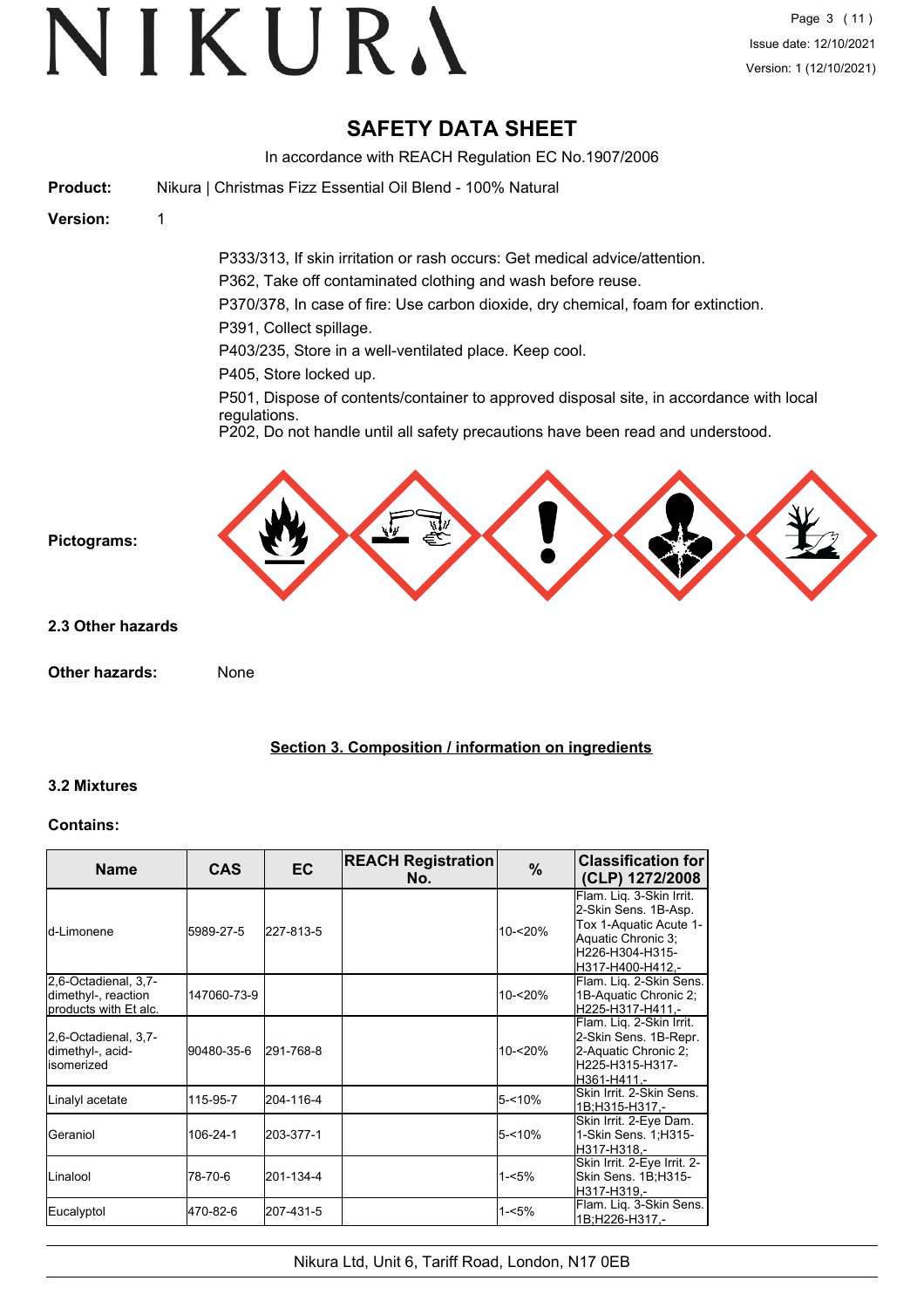# SAFETY DATA SHEET

In accordance with REACH Regulation EC No.1907/2006

**Product:** Nikura | Christmas Fizz Essential Oil Blend - 100% Natural

**Version:** 1

P333/313, If skin irritation or rash occurs: Get medical advice/attention.
P362, Take off contaminated clothing and wash before reuse.
P370/378, In case of fire: Use carbon dioxide, dry chemical, foam for extinction.
P391, Collect spillage.
P403/235, Store in a well-ventilated place. Keep cool.
P405, Store locked up.
P501, Dispose of contents/container to approved disposal site, in accordance with local regulations.
P202, Do not handle until all safety precautions have been read and understood.

**Pictograms:**

### 2.3 Other hazards

**Other hazards:** None

## Section 3. Composition / information on ingredients

### 3.2 Mixtures

**Contains:**

| Name | CAS | EC | REACH Registration No. | % | Classification for (CLP) 1272/2008 |
|---|---|---|---|---|---|
| d-Limonene | 5989-27-5 | 227-813-5 | | 10-<20% | Flam. Liq. 3-Skin Irrit. 2-Skin Sens. 1B-Asp. Tox 1-Aquatic Acute 1-Aquatic Chronic 3; H226-H304-H315-H317-H400-H412,- |
| 2,6-Octadienal, 3,7-dimethyl-, reaction products with Et alc. | 147060-73-9 | | | 10-<20% | Flam. Liq. 2-Skin Sens. 1B-Aquatic Chronic 2; H225-H317-H411,- |
| 2,6-Octadienal, 3,7-dimethyl-, acid-isomerized | 90480-35-6 | 291-768-8 | | 10-<20% | Flam. Liq. 2-Skin Irrit. 2-Skin Sens. 1B-Repr. 2-Aquatic Chronic 2; H225-H315-H317-H361-H411,- |
| Linalyl acetate | 115-95-7 | 204-116-4 | | 5-<10% | Skin Irrit. 2-Skin Sens. 1B;H315-H317,- |
| Geraniol | 106-24-1 | 203-377-1 | | 5-<10% | Skin Irrit. 2-Eye Dam. 1-Skin Sens. 1;H315-H317-H318,- |
| Linalool | 78-70-6 | 201-134-4 | | 1-<5% | Skin Irrit. 2-Eye Irrit. 2-Skin Sens. 1B;H315-H317-H319,- |
| Eucalyptol | 470-82-6 | 207-431-5 | | 1-<5% | Flam. Liq. 3-Skin Sens. 1B;H226-H317,- |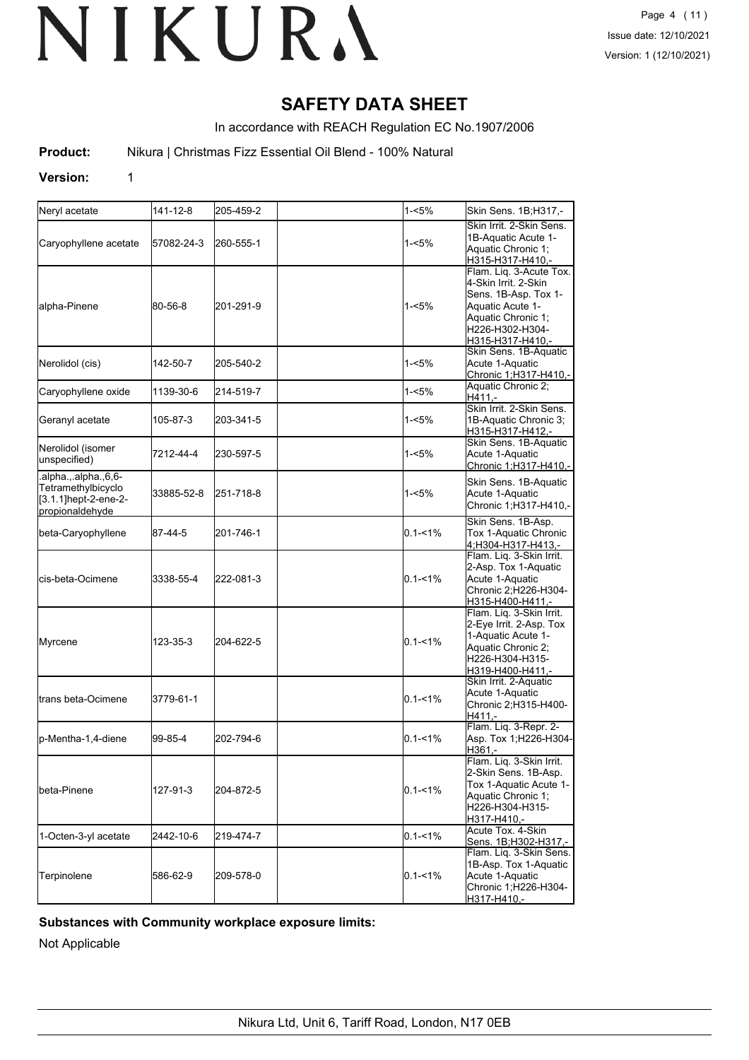# SAFETY DATA SHEET

In accordance with REACH Regulation EC No.1907/2006

**Product:** Nikura | Christmas Fizz Essential Oil Blend - 100% Natural

**Version:** 1

| | | | | | | |
|---|---|---|---|---|---|---|
| Neryl acetate | 141-12-8 | 205-459-2 | | | 1-<5% | Skin Sens. 1B;H317,- |
| Caryophyllene acetate | 57082-24-3 | 260-555-1 | | | 1-<5% | Skin Irrit. 2-Skin Sens. 1B-Aquatic Acute 1-Aquatic Chronic 1; H315-H317-H410,- |
| alpha-Pinene | 80-56-8 | 201-291-9 | | | 1-<5% | Flam. Liq. 3-Acute Tox. 4-Skin Irrit. 2-Skin Sens. 1B-Asp. Tox 1-Aquatic Acute 1-Aquatic Chronic 1; H226-H302-H304-H315-H317-H410,- |
| Nerolidol (cis) | 142-50-7 | 205-540-2 | | | 1-<5% | Skin Sens. 1B-Aquatic Acute 1-Aquatic Chronic 1;H317-H410,- |
| Caryophyllene oxide | 1139-30-6 | 214-519-7 | | | 1-<5% | Aquatic Chronic 2; H411,- |
| Geranyl acetate | 105-87-3 | 203-341-5 | | | 1-<5% | Skin Irrit. 2-Skin Sens. 1B-Aquatic Chronic 3; H315-H317-H412,- |
| Nerolidol (isomer unspecified) | 7212-44-4 | 230-597-5 | | | 1-<5% | Skin Sens. 1B-Aquatic Acute 1-Aquatic Chronic 1;H317-H410,- |
| .alpha.,.alpha.,6,6-Tetramethylbicyclo [3.1.1]hept-2-ene-2-propionaldehyde | 33885-52-8 | 251-718-8 | | | 1-<5% | Skin Sens. 1B-Aquatic Acute 1-Aquatic Chronic 1;H317-H410,- |
| beta-Caryophyllene | 87-44-5 | 201-746-1 | | | 0.1-<1% | Skin Sens. 1B-Asp. Tox 1-Aquatic Chronic 4;H304-H317-H413,- |
| cis-beta-Ocimene | 3338-55-4 | 222-081-3 | | | 0.1-<1% | Flam. Liq. 3-Skin Irrit. 2-Asp. Tox 1-Aquatic Acute 1-Aquatic Chronic 2;H226-H304-H315-H400-H411,- |
| Myrcene | 123-35-3 | 204-622-5 | | | 0.1-<1% | Flam. Liq. 3-Skin Irrit. 2-Eye Irrit. 2-Asp. Tox 1-Aquatic Acute 1-Aquatic Chronic 2; H226-H304-H315-H319-H400-H411,- |
| trans beta-Ocimene | 3779-61-1 | | | | 0.1-<1% | Skin Irrit. 2-Aquatic Acute 1-Aquatic Chronic 2;H315-H400-H411,- |
| p-Mentha-1,4-diene | 99-85-4 | 202-794-6 | | | 0.1-<1% | Flam. Liq. 3-Repr. 2-Asp. Tox 1;H226-H304-H361,- |
| beta-Pinene | 127-91-3 | 204-872-5 | | | 0.1-<1% | Flam. Liq. 3-Skin Irrit. 2-Skin Sens. 1B-Asp. Tox 1-Aquatic Acute 1-Aquatic Chronic 1; H226-H304-H315-H317-H410,- |
| 1-Octen-3-yl acetate | 2442-10-6 | 219-474-7 | | | 0.1-<1% | Acute Tox. 4-Skin Sens. 1B;H302-H317,- |
| Terpinolene | 586-62-9 | 209-578-0 | | | 0.1-<1% | Flam. Liq. 3-Skin Sens. 1B-Asp. Tox 1-Aquatic Acute 1-Aquatic Chronic 1;H226-H304-H317-H410,- |

**Substances with Community workplace exposure limits:**

Not Applicable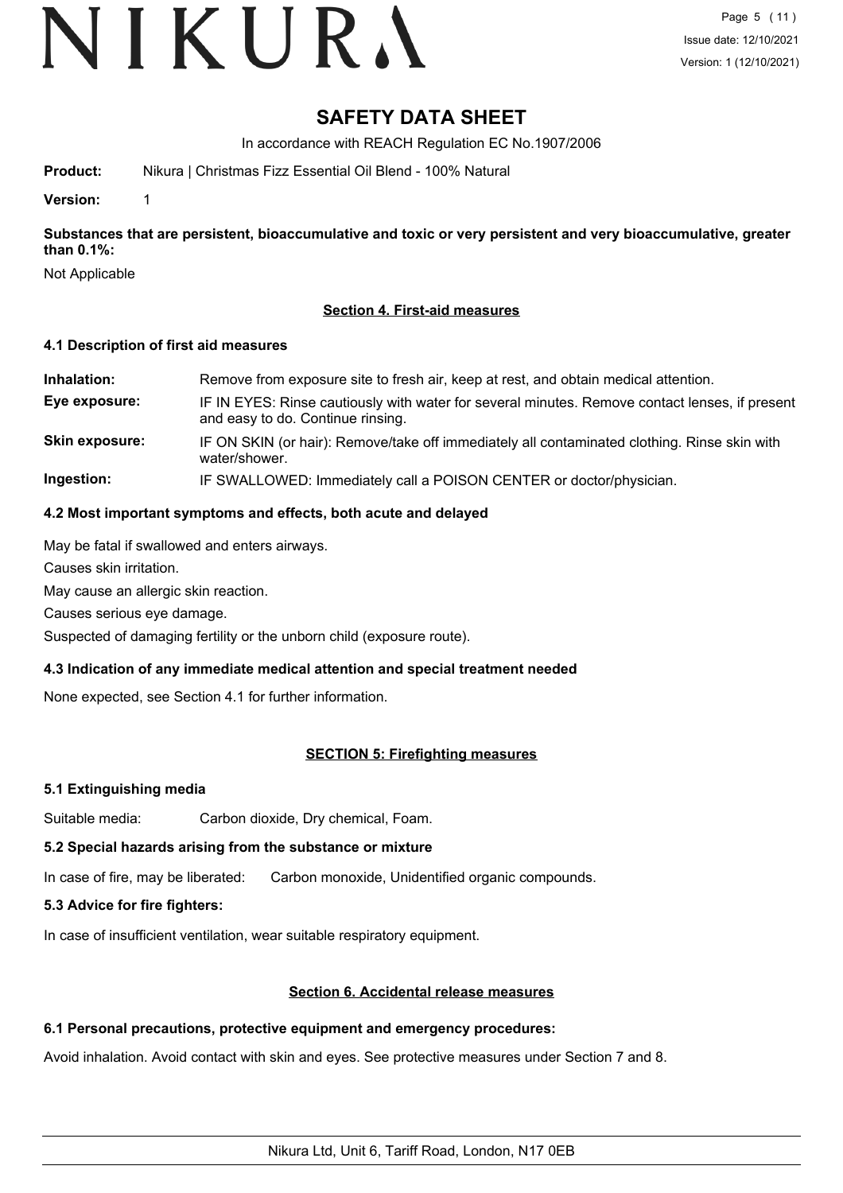# SAFETY DATA SHEET

In accordance with REACH Regulation EC No.1907/2006

**Product:** Nikura | Christmas Fizz Essential Oil Blend - 100% Natural

**Version:** 1

**Substances that are persistent, bioaccumulative and toxic or very persistent and very bioaccumulative, greater than 0.1%:**

Not Applicable

## Section 4. First-aid measures

### 4.1 Description of first aid measures

**Inhalation:** Remove from exposure site to fresh air, keep at rest, and obtain medical attention.

**Eye exposure:** IF IN EYES: Rinse cautiously with water for several minutes. Remove contact lenses, if present and easy to do. Continue rinsing.

**Skin exposure:** IF ON SKIN (or hair): Remove/take off immediately all contaminated clothing. Rinse skin with water/shower.

**Ingestion:** IF SWALLOWED: Immediately call a POISON CENTER or doctor/physician.

### 4.2 Most important symptoms and effects, both acute and delayed

May be fatal if swallowed and enters airways.

Causes skin irritation.

May cause an allergic skin reaction.

Causes serious eye damage.

Suspected of damaging fertility or the unborn child (exposure route).

### 4.3 Indication of any immediate medical attention and special treatment needed

None expected, see Section 4.1 for further information.

## SECTION 5: Firefighting measures

### 5.1 Extinguishing media

Suitable media: Carbon dioxide, Dry chemical, Foam.

### 5.2 Special hazards arising from the substance or mixture

In case of fire, may be liberated: Carbon monoxide, Unidentified organic compounds.

### 5.3 Advice for fire fighters:

In case of insufficient ventilation, wear suitable respiratory equipment.

## Section 6. Accidental release measures

### 6.1 Personal precautions, protective equipment and emergency procedures:

Avoid inhalation. Avoid contact with skin and eyes. See protective measures under Section 7 and 8.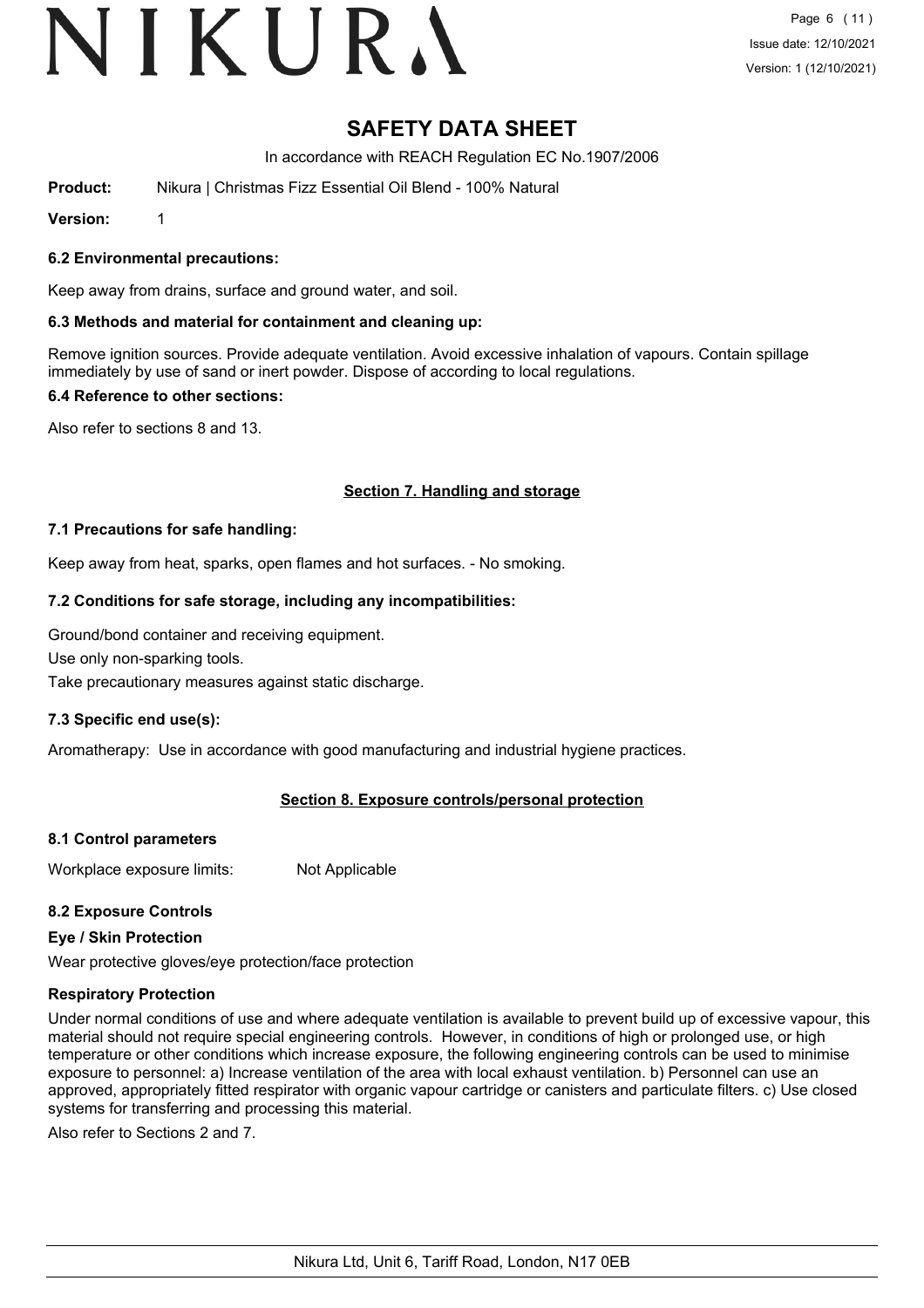# SAFETY DATA SHEET

In accordance with REACH Regulation EC No.1907/2006

**Product:** Nikura | Christmas Fizz Essential Oil Blend - 100% Natural

**Version:** 1

### 6.2 Environmental precautions:

Keep away from drains, surface and ground water, and soil.

### 6.3 Methods and material for containment and cleaning up:

Remove ignition sources. Provide adequate ventilation. Avoid excessive inhalation of vapours. Contain spillage immediately by use of sand or inert powder. Dispose of according to local regulations.

### 6.4 Reference to other sections:

Also refer to sections 8 and 13.

## Section 7. Handling and storage

### 7.1 Precautions for safe handling:

Keep away from heat, sparks, open flames and hot surfaces. - No smoking.

### 7.2 Conditions for safe storage, including any incompatibilities:

Ground/bond container and receiving equipment.

Use only non-sparking tools.

Take precautionary measures against static discharge.

### 7.3 Specific end use(s):

Aromatherapy: Use in accordance with good manufacturing and industrial hygiene practices.

## Section 8. Exposure controls/personal protection

### 8.1 Control parameters

Workplace exposure limits: Not Applicable

### 8.2 Exposure Controls

**Eye / Skin Protection**

Wear protective gloves/eye protection/face protection

**Respiratory Protection**

Under normal conditions of use and where adequate ventilation is available to prevent build up of excessive vapour, this material should not require special engineering controls. However, in conditions of high or prolonged use, or high temperature or other conditions which increase exposure, the following engineering controls can be used to minimise exposure to personnel: a) Increase ventilation of the area with local exhaust ventilation. b) Personnel can use an approved, appropriately fitted respirator with organic vapour cartridge or canisters and particulate filters. c) Use closed systems for transferring and processing this material.

Also refer to Sections 2 and 7.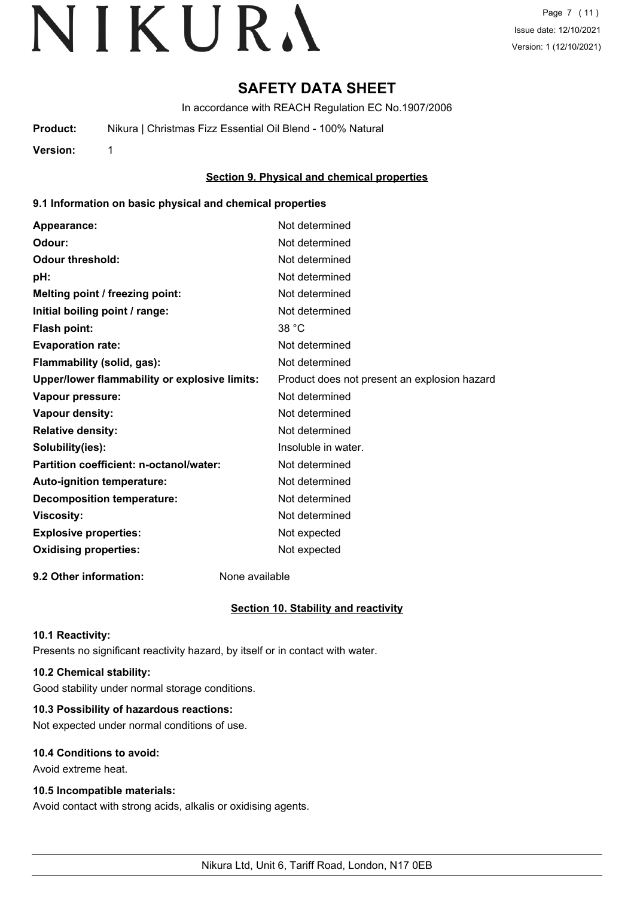# SAFETY DATA SHEET

In accordance with REACH Regulation EC No.1907/2006

**Product:** Nikura | Christmas Fizz Essential Oil Blend - 100% Natural

**Version:** 1

## Section 9. Physical and chemical properties

### 9.1 Information on basic physical and chemical properties

| | |
|---|---|
| **Appearance:** | Not determined |
| **Odour:** | Not determined |
| **Odour threshold:** | Not determined |
| **pH:** | Not determined |
| **Melting point / freezing point:** | Not determined |
| **Initial boiling point / range:** | Not determined |
| **Flash point:** | 38 °C |
| **Evaporation rate:** | Not determined |
| **Flammability (solid, gas):** | Not determined |
| **Upper/lower flammability or explosive limits:** | Product does not present an explosion hazard |
| **Vapour pressure:** | Not determined |
| **Vapour density:** | Not determined |
| **Relative density:** | Not determined |
| **Solubility(ies):** | Insoluble in water. |
| **Partition coefficient: n-octanol/water:** | Not determined |
| **Auto-ignition temperature:** | Not determined |
| **Decomposition temperature:** | Not determined |
| **Viscosity:** | Not determined |
| **Explosive properties:** | Not expected |
| **Oxidising properties:** | Not expected |

**9.2 Other information:** None available

## Section 10. Stability and reactivity

**10.1 Reactivity:**

Presents no significant reactivity hazard, by itself or in contact with water.

**10.2 Chemical stability:**

Good stability under normal storage conditions.

**10.3 Possibility of hazardous reactions:**

Not expected under normal conditions of use.

**10.4 Conditions to avoid:**

Avoid extreme heat.

**10.5 Incompatible materials:**

Avoid contact with strong acids, alkalis or oxidising agents.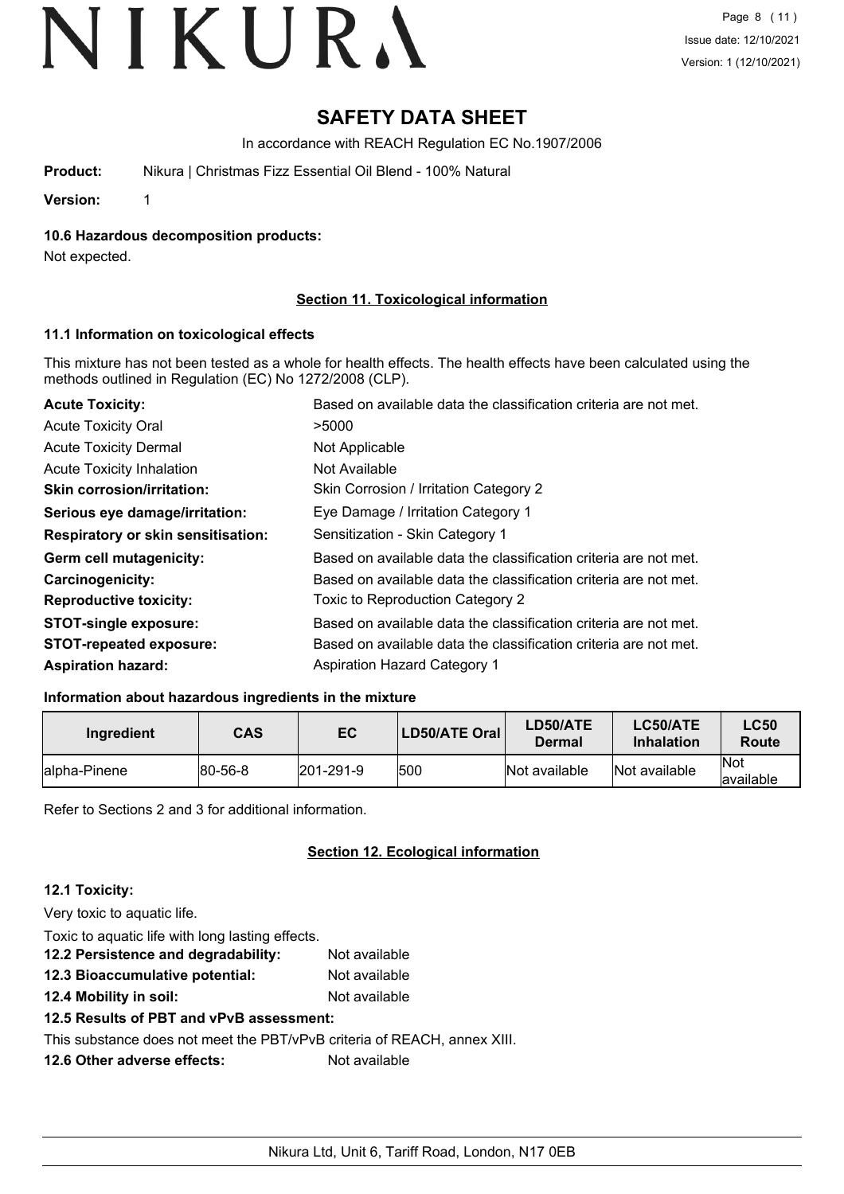# SAFETY DATA SHEET

In accordance with REACH Regulation EC No.1907/2006

**Product:** Nikura | Christmas Fizz Essential Oil Blend - 100% Natural

**Version:** 1

### 10.6 Hazardous decomposition products:

Not expected.

## Section 11. Toxicological information

### 11.1 Information on toxicological effects

This mixture has not been tested as a whole for health effects. The health effects have been calculated using the methods outlined in Regulation (EC) No 1272/2008 (CLP).

| | |
|---|---|
| **Acute Toxicity:** | Based on available data the classification criteria are not met. |
| Acute Toxicity Oral | >5000 |
| Acute Toxicity Dermal | Not Applicable |
| Acute Toxicity Inhalation | Not Available |
| **Skin corrosion/irritation:** | Skin Corrosion / Irritation Category 2 |
| **Serious eye damage/irritation:** | Eye Damage / Irritation Category 1 |
| **Respiratory or skin sensitisation:** | Sensitization - Skin Category 1 |
| **Germ cell mutagenicity:** | Based on available data the classification criteria are not met. |
| **Carcinogenicity:** | Based on available data the classification criteria are not met. |
| **Reproductive toxicity:** | Toxic to Reproduction Category 2 |
| **STOT-single exposure:** | Based on available data the classification criteria are not met. |
| **STOT-repeated exposure:** | Based on available data the classification criteria are not met. |
| **Aspiration hazard:** | Aspiration Hazard Category 1 |

### Information about hazardous ingredients in the mixture

| Ingredient | CAS | EC | LD50/ATE Oral | LD50/ATE Dermal | LC50/ATE Inhalation | LC50 Route |
|---|---|---|---|---|---|---|
| alpha-Pinene | 80-56-8 | 201-291-9 | 500 | Not available | Not available | Not available |

Refer to Sections 2 and 3 for additional information.

## Section 12. Ecological information

### 12.1 Toxicity:

Very toxic to aquatic life.

Toxic to aquatic life with long lasting effects.

**12.2 Persistence and degradability:** Not available

**12.3 Bioaccumulative potential:** Not available

**12.4 Mobility in soil:** Not available

**12.5 Results of PBT and vPvB assessment:**

This substance does not meet the PBT/vPvB criteria of REACH, annex XIII.

**12.6 Other adverse effects:** Not available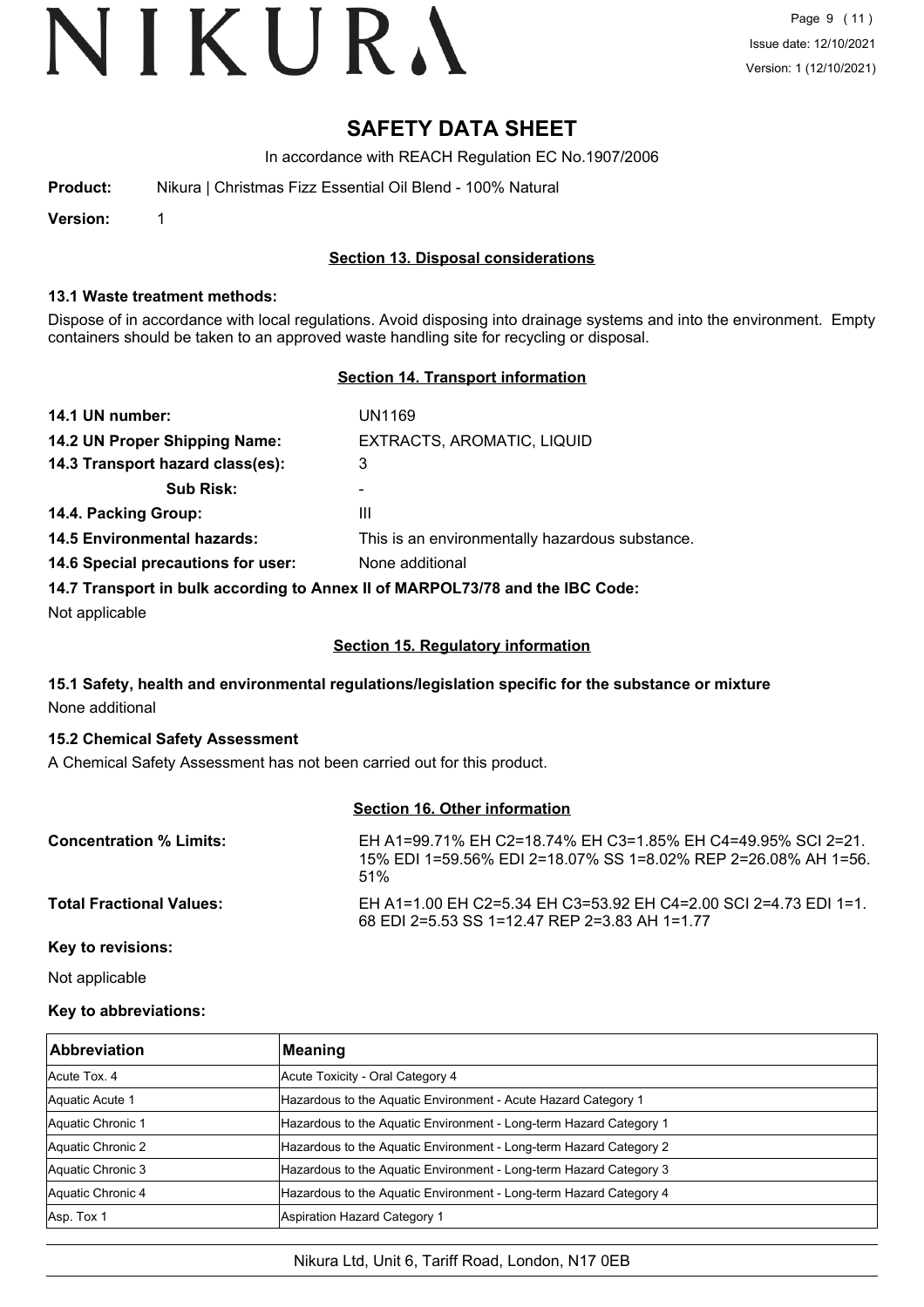# SAFETY DATA SHEET

In accordance with REACH Regulation EC No.1907/2006

**Product:** Nikura | Christmas Fizz Essential Oil Blend - 100% Natural

**Version:** 1

## Section 13. Disposal considerations

### 13.1 Waste treatment methods:

Dispose of in accordance with local regulations. Avoid disposing into drainage systems and into the environment. Empty containers should be taken to an approved waste handling site for recycling or disposal.

## Section 14. Transport information

**14.1 UN number:** UN1169

**14.2 UN Proper Shipping Name:** EXTRACTS, AROMATIC, LIQUID

**14.3 Transport hazard class(es):** 3

**Sub Risk:** -

**14.4. Packing Group:** III

**14.5 Environmental hazards:** This is an environmentally hazardous substance.

**14.6 Special precautions for user:** None additional

**14.7 Transport in bulk according to Annex II of MARPOL73/78 and the IBC Code:**

Not applicable

## Section 15. Regulatory information

### 15.1 Safety, health and environmental regulations/legislation specific for the substance or mixture

None additional

### 15.2 Chemical Safety Assessment

A Chemical Safety Assessment has not been carried out for this product.

## Section 16. Other information

**Concentration % Limits:** EH A1=99.71% EH C2=18.74% EH C3=1.85% EH C4=49.95% SCI 2=21.15% EDI 1=59.56% EDI 2=18.07% SS 1=8.02% REP 2=26.08% AH 1=56.51%

**Total Fractional Values:** EH A1=1.00 EH C2=5.34 EH C3=53.92 EH C4=2.00 SCI 2=4.73 EDI 1=1.68 EDI 2=5.53 SS 1=12.47 REP 2=3.83 AH 1=1.77

**Key to revisions:**

Not applicable

**Key to abbreviations:**

| Abbreviation | Meaning |
|---|---|
| Acute Tox. 4 | Acute Toxicity - Oral Category 4 |
| Aquatic Acute 1 | Hazardous to the Aquatic Environment - Acute Hazard Category 1 |
| Aquatic Chronic 1 | Hazardous to the Aquatic Environment - Long-term Hazard Category 1 |
| Aquatic Chronic 2 | Hazardous to the Aquatic Environment - Long-term Hazard Category 2 |
| Aquatic Chronic 3 | Hazardous to the Aquatic Environment - Long-term Hazard Category 3 |
| Aquatic Chronic 4 | Hazardous to the Aquatic Environment - Long-term Hazard Category 4 |
| Asp. Tox 1 | Aspiration Hazard Category 1 |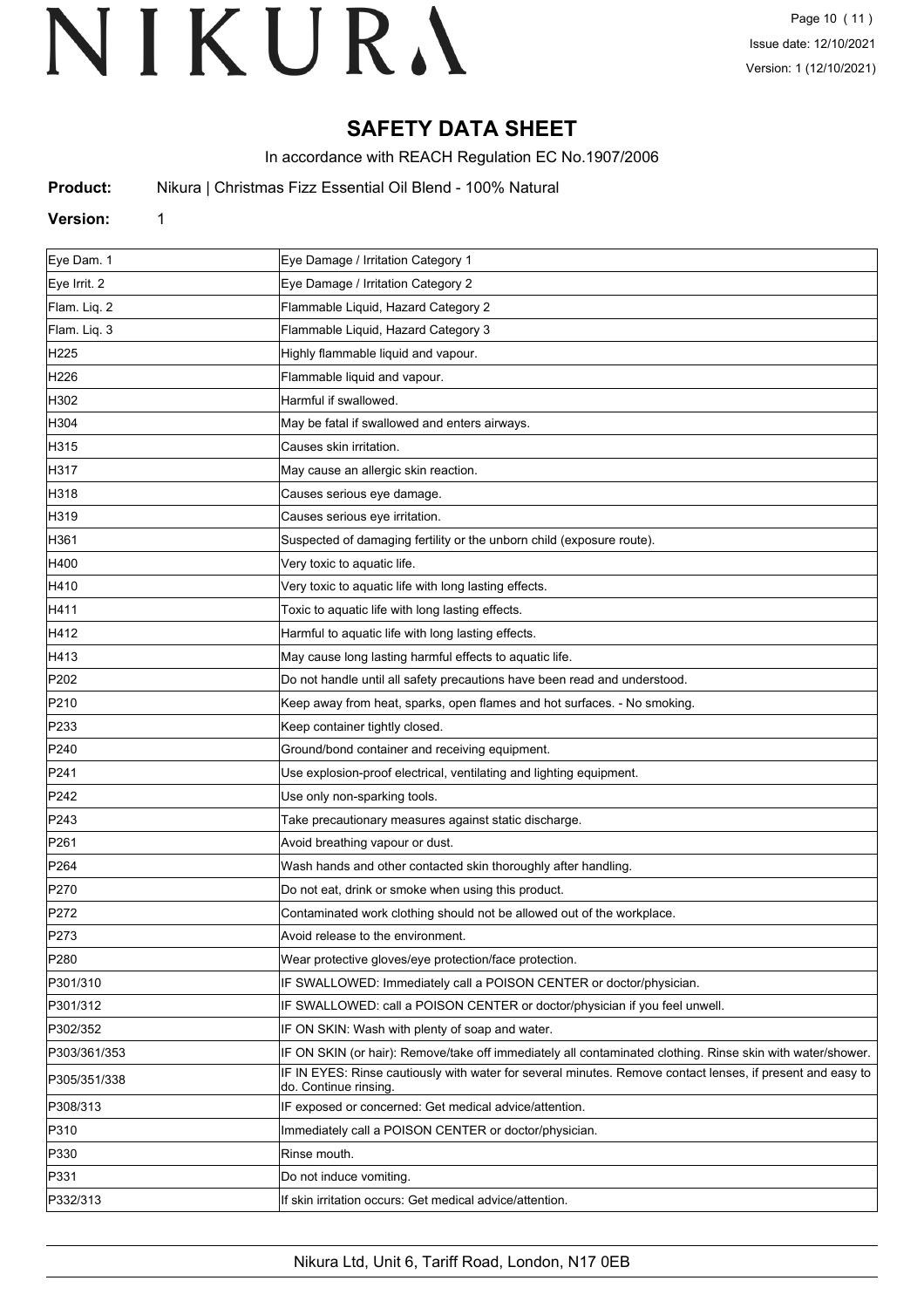# SAFETY DATA SHEET

In accordance with REACH Regulation EC No.1907/2006

**Product:** Nikura | Christmas Fizz Essential Oil Blend - 100% Natural

**Version:** 1

| | |
|---|---|
| Eye Dam. 1 | Eye Damage / Irritation Category 1 |
| Eye Irrit. 2 | Eye Damage / Irritation Category 2 |
| Flam. Liq. 2 | Flammable Liquid, Hazard Category 2 |
| Flam. Liq. 3 | Flammable Liquid, Hazard Category 3 |
| H225 | Highly flammable liquid and vapour. |
| H226 | Flammable liquid and vapour. |
| H302 | Harmful if swallowed. |
| H304 | May be fatal if swallowed and enters airways. |
| H315 | Causes skin irritation. |
| H317 | May cause an allergic skin reaction. |
| H318 | Causes serious eye damage. |
| H319 | Causes serious eye irritation. |
| H361 | Suspected of damaging fertility or the unborn child (exposure route). |
| H400 | Very toxic to aquatic life. |
| H410 | Very toxic to aquatic life with long lasting effects. |
| H411 | Toxic to aquatic life with long lasting effects. |
| H412 | Harmful to aquatic life with long lasting effects. |
| H413 | May cause long lasting harmful effects to aquatic life. |
| P202 | Do not handle until all safety precautions have been read and understood. |
| P210 | Keep away from heat, sparks, open flames and hot surfaces. - No smoking. |
| P233 | Keep container tightly closed. |
| P240 | Ground/bond container and receiving equipment. |
| P241 | Use explosion-proof electrical, ventilating and lighting equipment. |
| P242 | Use only non-sparking tools. |
| P243 | Take precautionary measures against static discharge. |
| P261 | Avoid breathing vapour or dust. |
| P264 | Wash hands and other contacted skin thoroughly after handling. |
| P270 | Do not eat, drink or smoke when using this product. |
| P272 | Contaminated work clothing should not be allowed out of the workplace. |
| P273 | Avoid release to the environment. |
| P280 | Wear protective gloves/eye protection/face protection. |
| P301/310 | IF SWALLOWED: Immediately call a POISON CENTER or doctor/physician. |
| P301/312 | IF SWALLOWED: call a POISON CENTER or doctor/physician if you feel unwell. |
| P302/352 | IF ON SKIN: Wash with plenty of soap and water. |
| P303/361/353 | IF ON SKIN (or hair): Remove/take off immediately all contaminated clothing. Rinse skin with water/shower. |
| P305/351/338 | IF IN EYES: Rinse cautiously with water for several minutes. Remove contact lenses, if present and easy to do. Continue rinsing. |
| P308/313 | IF exposed or concerned: Get medical advice/attention. |
| P310 | Immediately call a POISON CENTER or doctor/physician. |
| P330 | Rinse mouth. |
| P331 | Do not induce vomiting. |
| P332/313 | If skin irritation occurs: Get medical advice/attention. |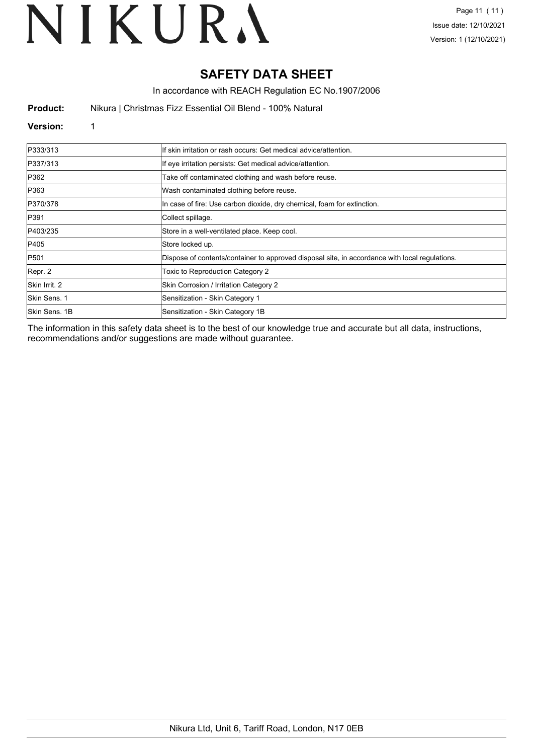# SAFETY DATA SHEET

In accordance with REACH Regulation EC No.1907/2006

**Product:** Nikura | Christmas Fizz Essential Oil Blend - 100% Natural

**Version:** 1

| | |
|---|---|
| P333/313 | If skin irritation or rash occurs: Get medical advice/attention. |
| P337/313 | If eye irritation persists: Get medical advice/attention. |
| P362 | Take off contaminated clothing and wash before reuse. |
| P363 | Wash contaminated clothing before reuse. |
| P370/378 | In case of fire: Use carbon dioxide, dry chemical, foam for extinction. |
| P391 | Collect spillage. |
| P403/235 | Store in a well-ventilated place. Keep cool. |
| P405 | Store locked up. |
| P501 | Dispose of contents/container to approved disposal site, in accordance with local regulations. |
| Repr. 2 | Toxic to Reproduction Category 2 |
| Skin Irrit. 2 | Skin Corrosion / Irritation Category 2 |
| Skin Sens. 1 | Sensitization - Skin Category 1 |
| Skin Sens. 1B | Sensitization - Skin Category 1B |

The information in this safety data sheet is to the best of our knowledge true and accurate but all data, instructions, recommendations and/or suggestions are made without guarantee.